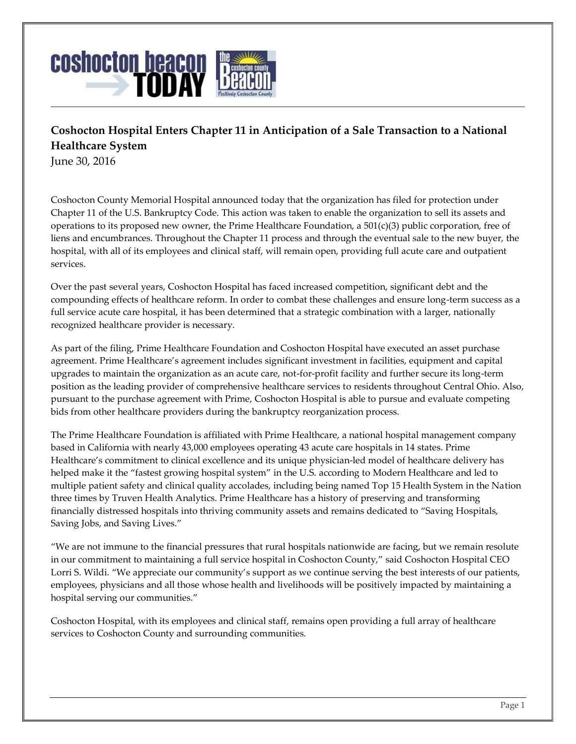# Coshocton Hospital Enters Chapter 11 in Anticipation of a Sale Transaction to a National Healthcare System

June 30, 2016

Coshocton County Memorial Hospital announced today that the organization has filed for protection under Chapter 11 of the U.S. Bankruptcy Code. This action was taken to enable the organization to sell its assets and operations to its proposed new owner, the Prime Healthcare Foundation, a 501(c)(3) public corporation, free of liens and encumbrances. Throughout the Chapter 11 process and through the eventual sale to the new buyer, the hospital, with all of its employees and clinical staff, will remain open, providing full acute care and outpatient services.

Over the past several years, Coshocton Hospital has faced increased competition, significant debt and the compounding effects of healthcare reform. In order to combat these challenges and ensure long-term success as a full service acute care hospital, it has been determined that a strategic combination with a larger, nationally recognized healthcare provider is necessary.

As part of the filing, Prime Healthcare Foundation and Coshocton Hospital have executed an asset purchase agreement. Prime Healthcare's agreement includes significant investment in facilities, equipment and capital upgrades to maintain the organization as an acute care, not-for-profit facility and further secure its long-term position as the leading provider of comprehensive healthcare services to residents throughout Central Ohio. Also, pursuant to the purchase agreement with Prime, Coshocton Hospital is able to pursue and evaluate competing bids from other healthcare providers during the bankruptcy reorganization process.

The Prime Healthcare Foundation is affiliated with Prime Healthcare, a national hospital management company based in California with nearly 43,000 employees operating 43 acute care hospitals in 14 states. Prime Healthcare's commitment to clinical excellence and its unique physician-led model of healthcare delivery has helped make it the "fastest growing hospital system" in the U.S. according to Modern Healthcare and led to multiple patient safety and clinical quality accolades, including being named Top 15 Health System in the Nation three times by Truven Health Analytics. Prime Healthcare has a history of preserving and transforming financially distressed hospitals into thriving community assets and remains dedicated to "Saving Hospitals, Saving Jobs, and Saving Lives."

"We are not immune to the financial pressures that rural hospitals nationwide are facing, but we remain resolute in our commitment to maintaining a full service hospital in Coshocton County," said Coshocton Hospital CEO Lorri S. Wildi. "We appreciate our community's support as we continue serving the best interests of our patients, employees, physicians and all those whose health and livelihoods will be positively impacted by maintaining a hospital serving our communities."

Coshocton Hospital, with its employees and clinical staff, remains open providing a full array of healthcare services to Coshocton County and surrounding communities.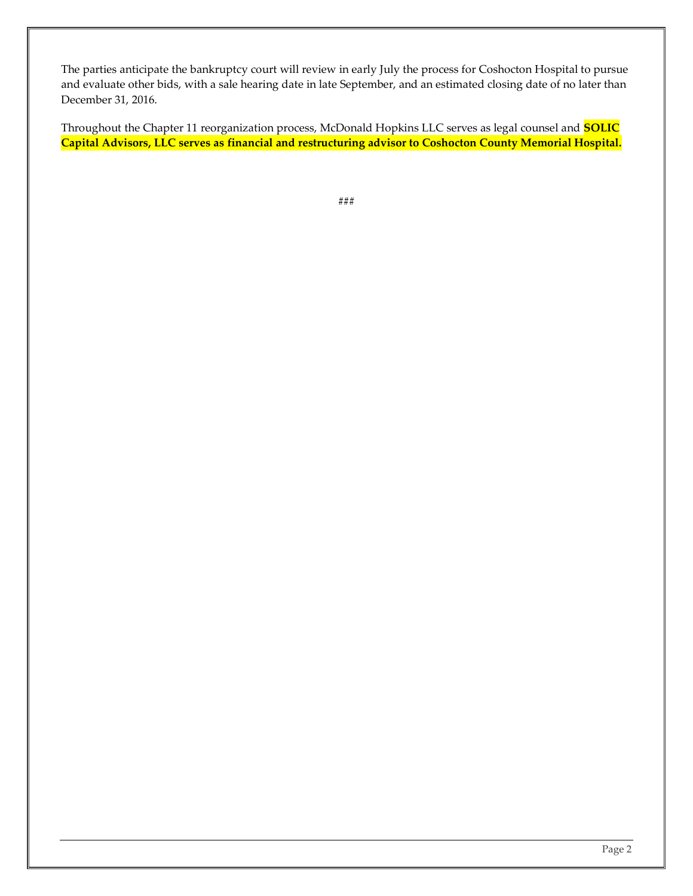The parties anticipate the bankruptcy court will review in early July the process for Coshocton Hospital to pursue and evaluate other bids, with a sale hearing date in late September, and an estimated closing date of no later than December 31, 2016.

Throughout the Chapter 11 reorganization process, McDonald Hopkins LLC serves as legal counsel and **SOLIC Capital Advisors, LLC serves as financial and restructuring advisor to Coshocton County Memorial Hospital.**

###